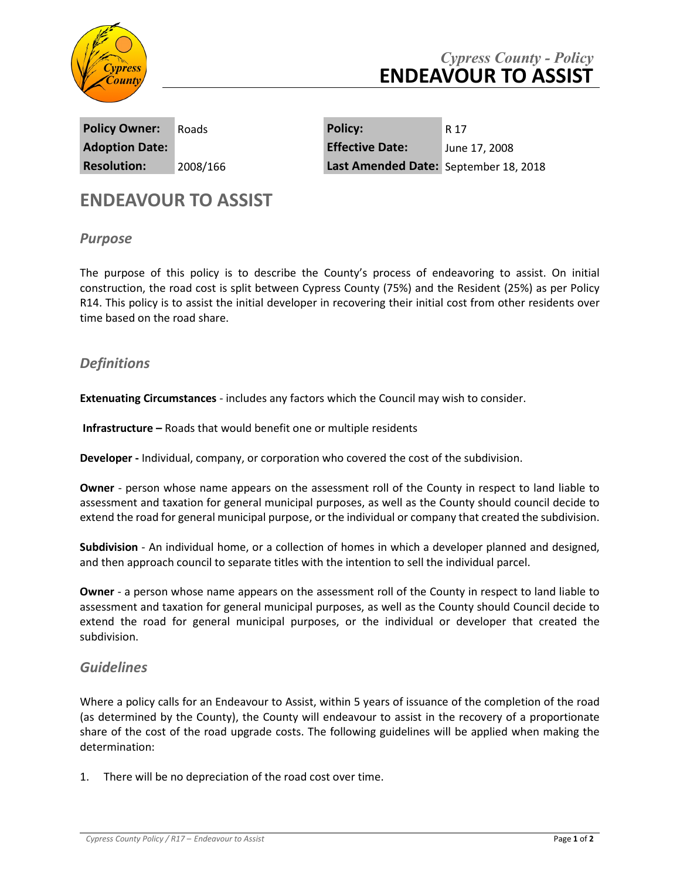*Cypress County - Policy*
# ENDEAVOUR TO ASSIST

| Policy Owner: | Roads | Policy: | R 17 |
|---|---|---|---|
| Adoption Date: | | Effective Date: | June 17, 2008 |
| Resolution: | 2008/166 | Last Amended Date: | September 18, 2018 |

## ENDEAVOUR TO ASSIST

### *Purpose*

The purpose of this policy is to describe the County's process of endeavoring to assist. On initial construction, the road cost is split between Cypress County (75%) and the Resident (25%) as per Policy R14. This policy is to assist the initial developer in recovering their initial cost from other residents over time based on the road share.

### *Definitions*

**Extenuating Circumstances** - includes any factors which the Council may wish to consider.

**Infrastructure –** Roads that would benefit one or multiple residents

**Developer -** Individual, company, or corporation who covered the cost of the subdivision.

**Owner** - person whose name appears on the assessment roll of the County in respect to land liable to assessment and taxation for general municipal purposes, as well as the County should council decide to extend the road for general municipal purpose, or the individual or company that created the subdivision.

**Subdivision** - An individual home, or a collection of homes in which a developer planned and designed, and then approach council to separate titles with the intention to sell the individual parcel.

**Owner** - a person whose name appears on the assessment roll of the County in respect to land liable to assessment and taxation for general municipal purposes, as well as the County should Council decide to extend the road for general municipal purposes, or the individual or developer that created the subdivision.

### *Guidelines*

Where a policy calls for an Endeavour to Assist, within 5 years of issuance of the completion of the road (as determined by the County), the County will endeavour to assist in the recovery of a proportionate share of the cost of the road upgrade costs. The following guidelines will be applied when making the determination:

1. There will be no depreciation of the road cost over time.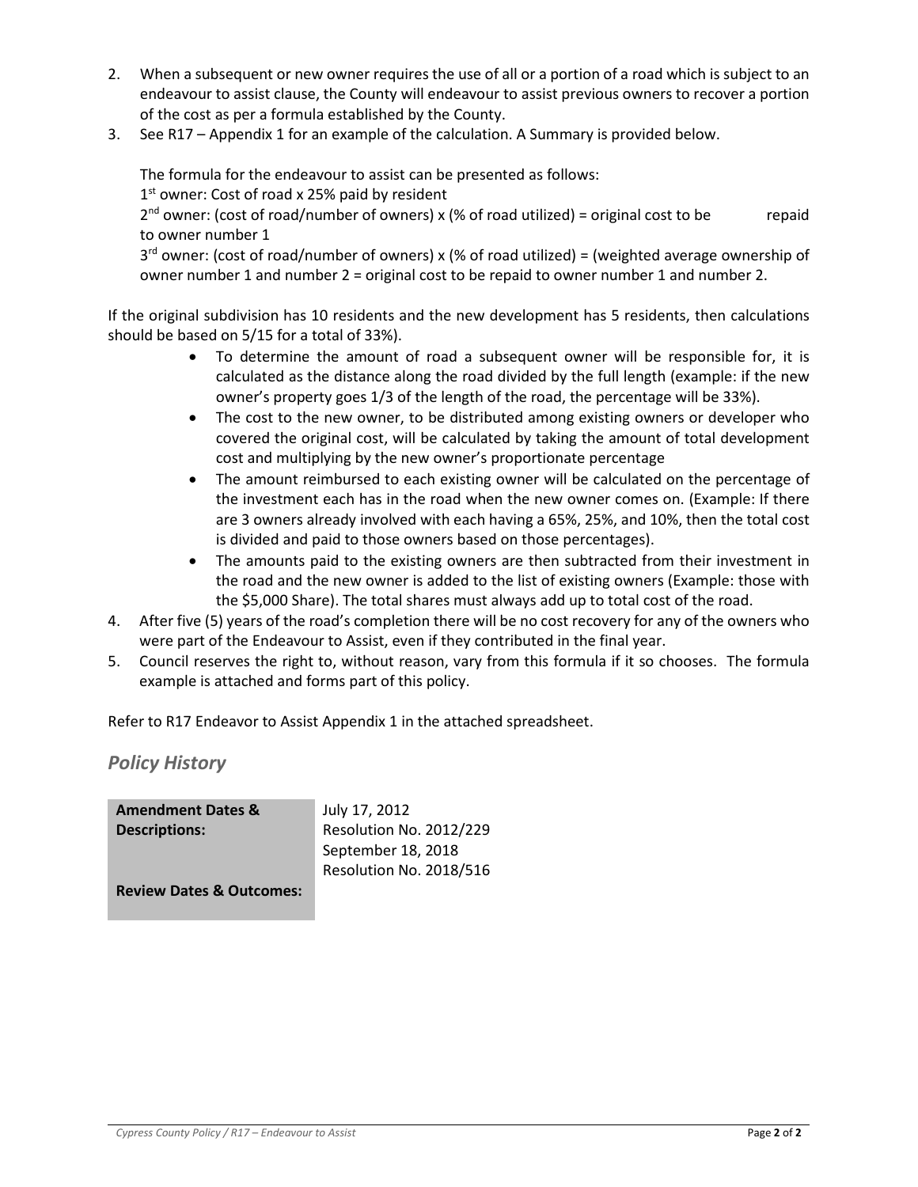2. When a subsequent or new owner requires the use of all or a portion of a road which is subject to an endeavour to assist clause, the County will endeavour to assist previous owners to recover a portion of the cost as per a formula established by the County.
3. See R17 – Appendix 1 for an example of the calculation. A Summary is provided below.

   The formula for the endeavour to assist can be presented as follows:

   1st owner: Cost of road x 25% paid by resident

   2nd owner: (cost of road/number of owners) x (% of road utilized) = original cost to be repaid to owner number 1

   3rd owner: (cost of road/number of owners) x (% of road utilized) = (weighted average ownership of owner number 1 and number 2 = original cost to be repaid to owner number 1 and number 2.

If the original subdivision has 10 residents and the new development has 5 residents, then calculations should be based on 5/15 for a total of 33%).

- To determine the amount of road a subsequent owner will be responsible for, it is calculated as the distance along the road divided by the full length (example: if the new owner's property goes 1/3 of the length of the road, the percentage will be 33%).
- The cost to the new owner, to be distributed among existing owners or developer who covered the original cost, will be calculated by taking the amount of total development cost and multiplying by the new owner's proportionate percentage
- The amount reimbursed to each existing owner will be calculated on the percentage of the investment each has in the road when the new owner comes on. (Example: If there are 3 owners already involved with each having a 65%, 25%, and 10%, then the total cost is divided and paid to those owners based on those percentages).
- The amounts paid to the existing owners are then subtracted from their investment in the road and the new owner is added to the list of existing owners (Example: those with the $5,000 Share). The total shares must always add up to total cost of the road.

4. After five (5) years of the road's completion there will be no cost recovery for any of the owners who were part of the Endeavour to Assist, even if they contributed in the final year.
5. Council reserves the right to, without reason, vary from this formula if it so chooses. The formula example is attached and forms part of this policy.

Refer to R17 Endeavor to Assist Appendix 1 in the attached spreadsheet.

## *Policy History*

| | |
|---|---|
| **Amendment Dates & Descriptions:** | July 17, 2012<br>Resolution No. 2012/229<br>September 18, 2018<br>Resolution No. 2018/516 |
| **Review Dates & Outcomes:** | |